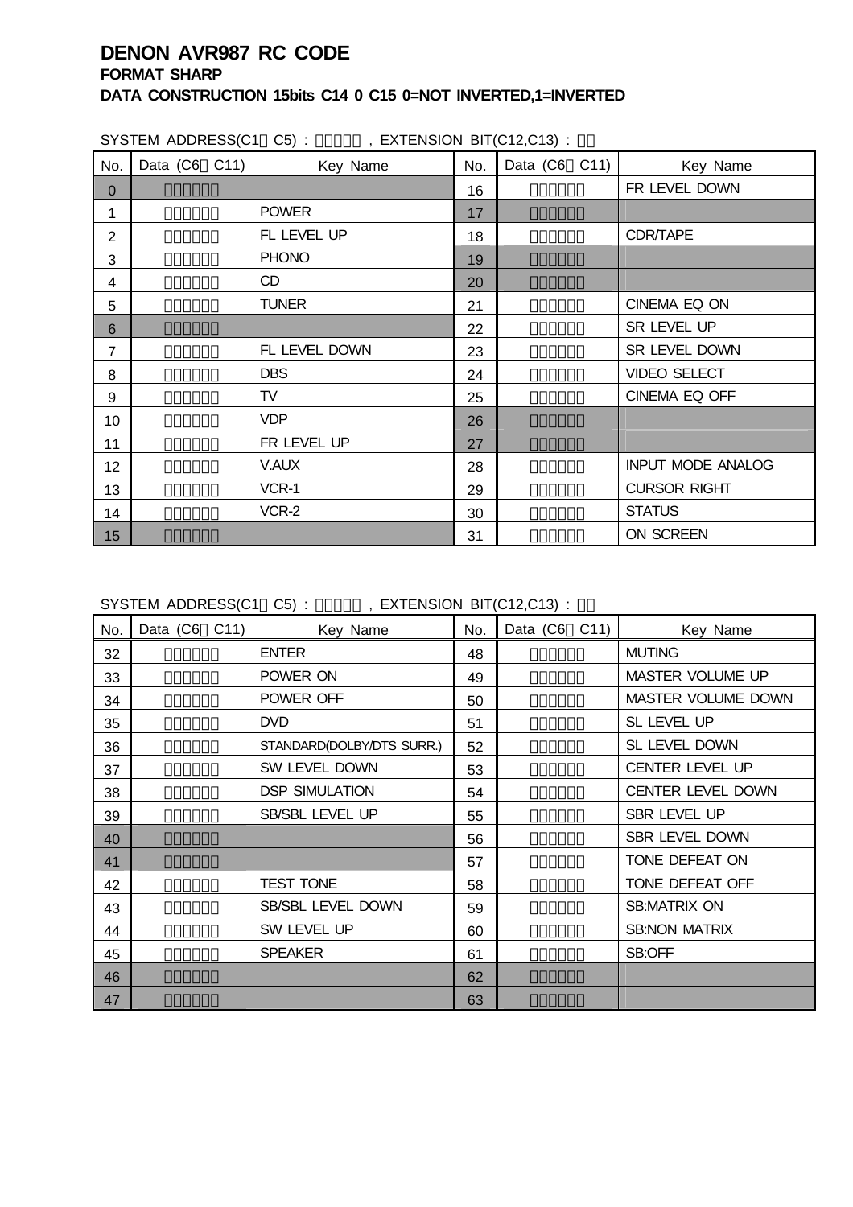# DENON AVR987 RC CODE

**FORMAT SHARP**

**DATA CONSTRUCTION 15bits C14 0 C15 0=NOT INVERTED,1=INVERTED**

SYSTEM ADDRESS(C1□C5) : □□□□□ , EXTENSION BIT(C12,C13) : □□

| No. | Data (C6□C11) | Key Name | No. | Data (C6□C11) | Key Name |
|---|---|---|---|---|---|
| 0 | □□□□□□ | | 16 | □□□□□□ | FR LEVEL DOWN |
| 1 | □□□□□□ | POWER | 17 | □□□□□□ | |
| 2 | □□□□□□ | FL LEVEL UP | 18 | □□□□□□ | CDR/TAPE |
| 3 | □□□□□□ | PHONO | 19 | □□□□□□ | |
| 4 | □□□□□□ | CD | 20 | □□□□□□ | |
| 5 | □□□□□□ | TUNER | 21 | □□□□□□ | CINEMA EQ ON |
| 6 | □□□□□□ | | 22 | □□□□□□ | SR LEVEL UP |
| 7 | □□□□□□ | FL LEVEL DOWN | 23 | □□□□□□ | SR LEVEL DOWN |
| 8 | □□□□□□ | DBS | 24 | □□□□□□ | VIDEO SELECT |
| 9 | □□□□□□ | TV | 25 | □□□□□□ | CINEMA EQ OFF |
| 10 | □□□□□□ | VDP | 26 | □□□□□□ | |
| 11 | □□□□□□ | FR LEVEL UP | 27 | □□□□□□ | |
| 12 | □□□□□□ | V.AUX | 28 | □□□□□□ | INPUT MODE ANALOG |
| 13 | □□□□□□ | VCR-1 | 29 | □□□□□□ | CURSOR RIGHT |
| 14 | □□□□□□ | VCR-2 | 30 | □□□□□□ | STATUS |
| 15 | □□□□□□ | | 31 | □□□□□□ | ON SCREEN |

SYSTEM ADDRESS(C1□C5) : □□□□□ , EXTENSION BIT(C12,C13) : □□

| No. | Data (C6□C11) | Key Name | No. | Data (C6□C11) | Key Name |
|---|---|---|---|---|---|
| 32 | □□□□□□ | ENTER | 48 | □□□□□□ | MUTING |
| 33 | □□□□□□ | POWER ON | 49 | □□□□□□ | MASTER VOLUME UP |
| 34 | □□□□□□ | POWER OFF | 50 | □□□□□□ | MASTER VOLUME DOWN |
| 35 | □□□□□□ | DVD | 51 | □□□□□□ | SL LEVEL UP |
| 36 | □□□□□□ | STANDARD(DOLBY/DTS SURR.) | 52 | □□□□□□ | SL LEVEL DOWN |
| 37 | □□□□□□ | SW LEVEL DOWN | 53 | □□□□□□ | CENTER LEVEL UP |
| 38 | □□□□□□ | DSP SIMULATION | 54 | □□□□□□ | CENTER LEVEL DOWN |
| 39 | □□□□□□ | SB/SBL LEVEL UP | 55 | □□□□□□ | SBR LEVEL UP |
| 40 | □□□□□□ | | 56 | □□□□□□ | SBR LEVEL DOWN |
| 41 | □□□□□□ | | 57 | □□□□□□ | TONE DEFEAT ON |
| 42 | □□□□□□ | TEST TONE | 58 | □□□□□□ | TONE DEFEAT OFF |
| 43 | □□□□□□ | SB/SBL LEVEL DOWN | 59 | □□□□□□ | SB:MATRIX ON |
| 44 | □□□□□□ | SW LEVEL UP | 60 | □□□□□□ | SB:NON MATRIX |
| 45 | □□□□□□ | SPEAKER | 61 | □□□□□□ | SB:OFF |
| 46 | □□□□□□ | | 62 | □□□□□□ | |
| 47 | □□□□□□ | | 63 | □□□□□□ | |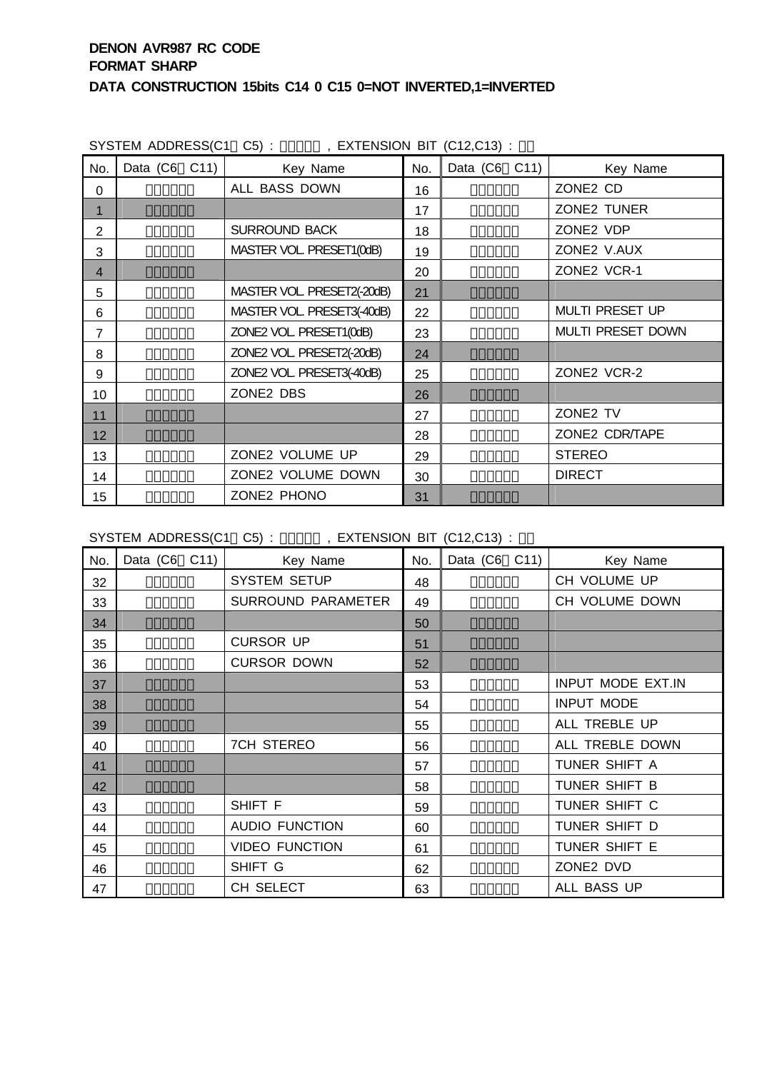**DENON AVR987 RC CODE**
**FORMAT SHARP**
**DATA CONSTRUCTION 15bits C14 0 C15 0=NOT INVERTED,1=INVERTED**

SYSTEM ADDRESS(C1□C5) : □□□□□ , EXTENSION BIT (C12,C13) : □□

| No. | Data (C6□C11) | Key Name | No. | Data (C6□C11) | Key Name |
|---|---|---|---|---|---|
| 0 | □□□□□□ | ALL BASS DOWN | 16 | □□□□□□ | ZONE2 CD |
| 1 | □□□□□□ | | 17 | □□□□□□ | ZONE2 TUNER |
| 2 | □□□□□□ | SURROUND BACK | 18 | □□□□□□ | ZONE2 VDP |
| 3 | □□□□□□ | MASTER VOL. PRESET1(0dB) | 19 | □□□□□□ | ZONE2 V.AUX |
| 4 | □□□□□□ | | 20 | □□□□□□ | ZONE2 VCR-1 |
| 5 | □□□□□□ | MASTER VOL. PRESET2(-20dB) | 21 | □□□□□□ | |
| 6 | □□□□□□ | MASTER VOL. PRESET3(-40dB) | 22 | □□□□□□ | MULTI PRESET UP |
| 7 | □□□□□□ | ZONE2 VOL. PRESET1(0dB) | 23 | □□□□□□ | MULTI PRESET DOWN |
| 8 | □□□□□□ | ZONE2 VOL. PRESET2(-20dB) | 24 | □□□□□□ | |
| 9 | □□□□□□ | ZONE2 VOL. PRESET3(-40dB) | 25 | □□□□□□ | ZONE2 VCR-2 |
| 10 | □□□□□□ | ZONE2 DBS | 26 | □□□□□□ | |
| 11 | □□□□□□ | | 27 | □□□□□□ | ZONE2 TV |
| 12 | □□□□□□ | | 28 | □□□□□□ | ZONE2 CDR/TAPE |
| 13 | □□□□□□ | ZONE2 VOLUME UP | 29 | □□□□□□ | STEREO |
| 14 | □□□□□□ | ZONE2 VOLUME DOWN | 30 | □□□□□□ | DIRECT |
| 15 | □□□□□□ | ZONE2 PHONO | 31 | □□□□□□ | |

SYSTEM ADDRESS(C1□C5) : □□□□□ , EXTENSION BIT (C12,C13) : □□

| No. | Data (C6□C11) | Key Name | No. | Data (C6□C11) | Key Name |
|---|---|---|---|---|---|
| 32 | □□□□□□ | SYSTEM SETUP | 48 | □□□□□□ | CH VOLUME UP |
| 33 | □□□□□□ | SURROUND PARAMETER | 49 | □□□□□□ | CH VOLUME DOWN |
| 34 | □□□□□□ | | 50 | □□□□□□ | |
| 35 | □□□□□□ | CURSOR UP | 51 | □□□□□□ | |
| 36 | □□□□□□ | CURSOR DOWN | 52 | □□□□□□ | |
| 37 | □□□□□□ | | 53 | □□□□□□ | INPUT MODE EXT.IN |
| 38 | □□□□□□ | | 54 | □□□□□□ | INPUT MODE |
| 39 | □□□□□□ | | 55 | □□□□□□ | ALL TREBLE UP |
| 40 | □□□□□□ | 7CH STEREO | 56 | □□□□□□ | ALL TREBLE DOWN |
| 41 | □□□□□□ | | 57 | □□□□□□ | TUNER SHIFT A |
| 42 | □□□□□□ | | 58 | □□□□□□ | TUNER SHIFT B |
| 43 | □□□□□□ | SHIFT F | 59 | □□□□□□ | TUNER SHIFT C |
| 44 | □□□□□□ | AUDIO FUNCTION | 60 | □□□□□□ | TUNER SHIFT D |
| 45 | □□□□□□ | VIDEO FUNCTION | 61 | □□□□□□ | TUNER SHIFT E |
| 46 | □□□□□□ | SHIFT G | 62 | □□□□□□ | ZONE2 DVD |
| 47 | □□□□□□ | CH SELECT | 63 | □□□□□□ | ALL BASS UP |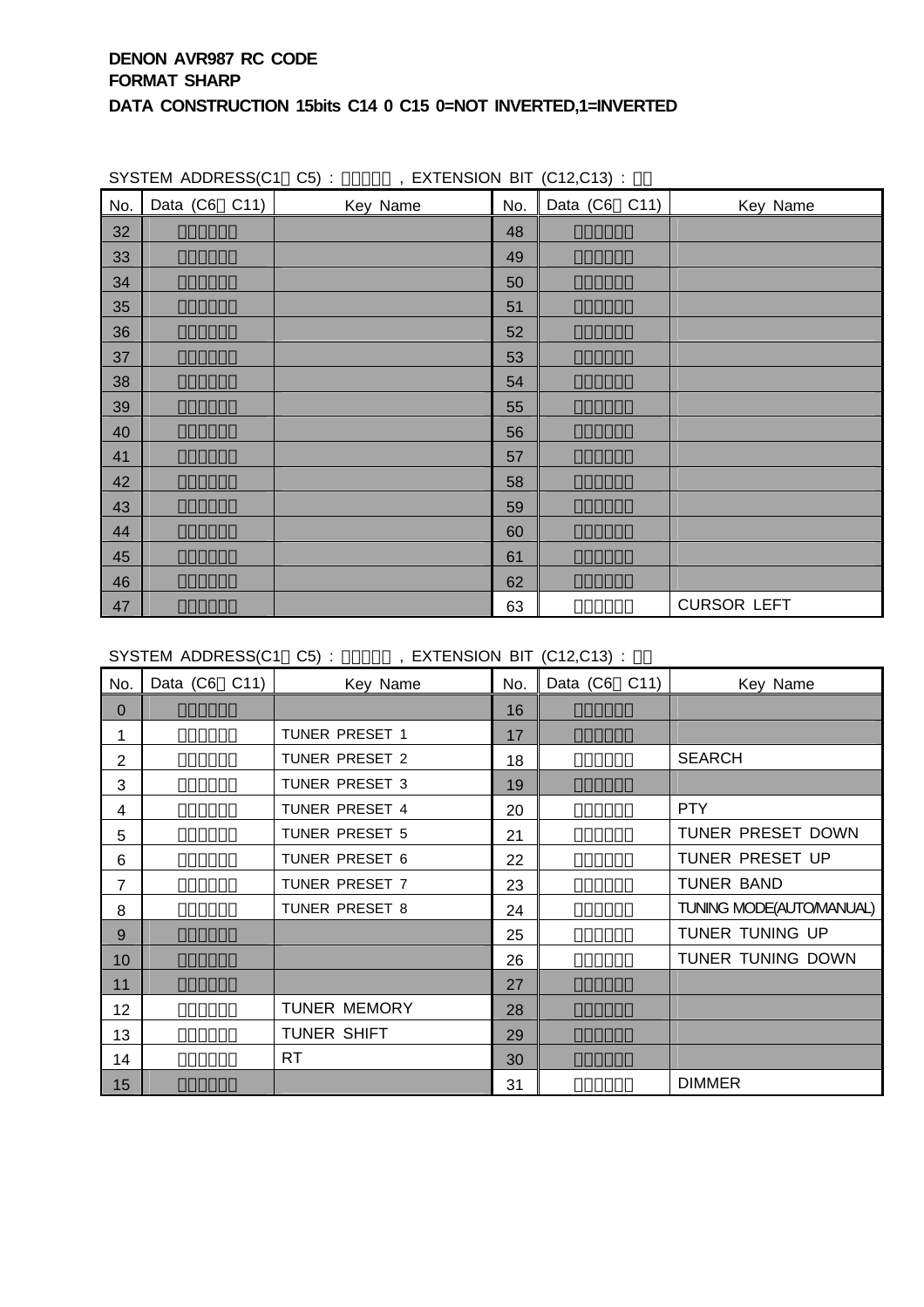**DENON AVR987 RC CODE**
**FORMAT SHARP**
**DATA CONSTRUCTION 15bits C14 0 C15 0=NOT INVERTED,1=INVERTED**

SYSTEM ADDRESS(C1□C5) : □□□□□ , EXTENSION BIT (C12,C13) : □□

| No. | Data (C6□C11) | Key Name | No. | Data (C6□C11) | Key Name |
|---|---|---|---|---|---|
| 32 | □□□□□□ | | 48 | □□□□□□ | |
| 33 | □□□□□□ | | 49 | □□□□□□ | |
| 34 | □□□□□□ | | 50 | □□□□□□ | |
| 35 | □□□□□□ | | 51 | □□□□□□ | |
| 36 | □□□□□□ | | 52 | □□□□□□ | |
| 37 | □□□□□□ | | 53 | □□□□□□ | |
| 38 | □□□□□□ | | 54 | □□□□□□ | |
| 39 | □□□□□□ | | 55 | □□□□□□ | |
| 40 | □□□□□□ | | 56 | □□□□□□ | |
| 41 | □□□□□□ | | 57 | □□□□□□ | |
| 42 | □□□□□□ | | 58 | □□□□□□ | |
| 43 | □□□□□□ | | 59 | □□□□□□ | |
| 44 | □□□□□□ | | 60 | □□□□□□ | |
| 45 | □□□□□□ | | 61 | □□□□□□ | |
| 46 | □□□□□□ | | 62 | □□□□□□ | |
| 47 | □□□□□□ | | 63 | □□□□□□ | CURSOR LEFT |

SYSTEM ADDRESS(C1□C5) : □□□□□ , EXTENSION BIT (C12,C13) : □□

| No. | Data (C6□C11) | Key Name | No. | Data (C6□C11) | Key Name |
|---|---|---|---|---|---|
| 0 | □□□□□□ | | 16 | □□□□□□ | |
| 1 | □□□□□□ | TUNER PRESET 1 | 17 | □□□□□□ | |
| 2 | □□□□□□ | TUNER PRESET 2 | 18 | □□□□□□ | SEARCH |
| 3 | □□□□□□ | TUNER PRESET 3 | 19 | □□□□□□ | |
| 4 | □□□□□□ | TUNER PRESET 4 | 20 | □□□□□□ | PTY |
| 5 | □□□□□□ | TUNER PRESET 5 | 21 | □□□□□□ | TUNER PRESET DOWN |
| 6 | □□□□□□ | TUNER PRESET 6 | 22 | □□□□□□ | TUNER PRESET UP |
| 7 | □□□□□□ | TUNER PRESET 7 | 23 | □□□□□□ | TUNER BAND |
| 8 | □□□□□□ | TUNER PRESET 8 | 24 | □□□□□□ | TUNING MODE(AUTO/MANUAL) |
| 9 | □□□□□□ | | 25 | □□□□□□ | TUNER TUNING UP |
| 10 | □□□□□□ | | 26 | □□□□□□ | TUNER TUNING DOWN |
| 11 | □□□□□□ | | 27 | □□□□□□ | |
| 12 | □□□□□□ | TUNER MEMORY | 28 | □□□□□□ | |
| 13 | □□□□□□ | TUNER SHIFT | 29 | □□□□□□ | |
| 14 | □□□□□□ | RT | 30 | □□□□□□ | |
| 15 | □□□□□□ | | 31 | □□□□□□ | DIMMER |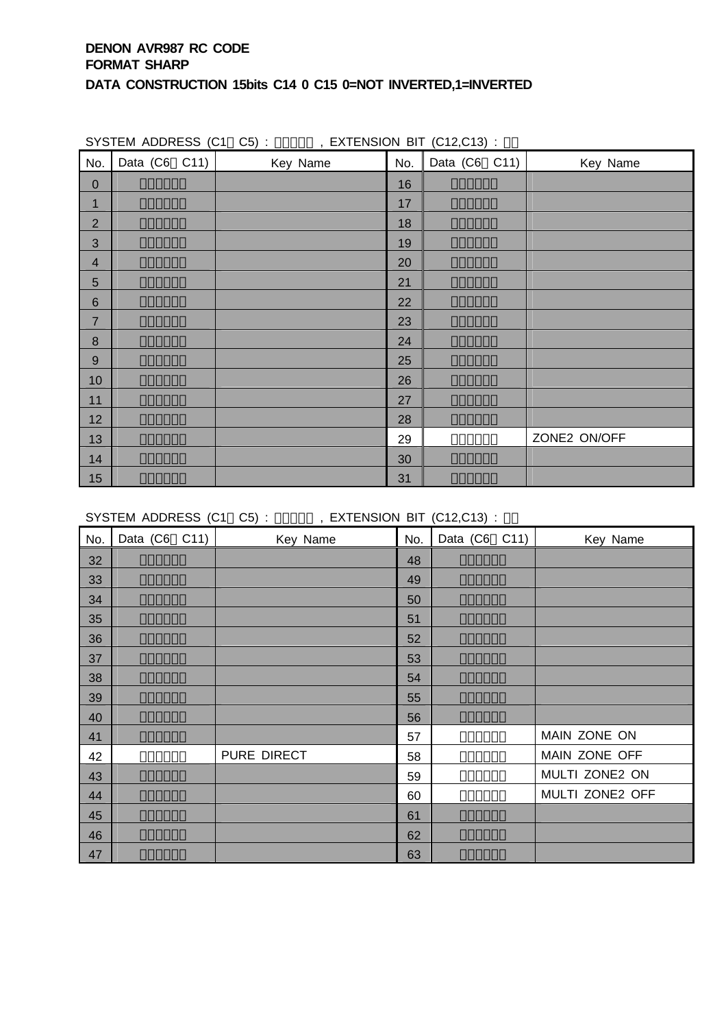**DENON AVR987 RC CODE**
**FORMAT SHARP**
**DATA CONSTRUCTION 15bits C14 0 C15 0=NOT INVERTED,1=INVERTED**

SYSTEM ADDRESS (C1～C5) : □□□□□ , EXTENSION BIT (C12,C13) : □□

| No. | Data (C6～C11) | Key Name | No. | Data (C6～C11) | Key Name |
|---|---|---|---|---|---|
| 0 | □□□□□□ | | 16 | □□□□□□ | |
| 1 | □□□□□□ | | 17 | □□□□□□ | |
| 2 | □□□□□□ | | 18 | □□□□□□ | |
| 3 | □□□□□□ | | 19 | □□□□□□ | |
| 4 | □□□□□□ | | 20 | □□□□□□ | |
| 5 | □□□□□□ | | 21 | □□□□□□ | |
| 6 | □□□□□□ | | 22 | □□□□□□ | |
| 7 | □□□□□□ | | 23 | □□□□□□ | |
| 8 | □□□□□□ | | 24 | □□□□□□ | |
| 9 | □□□□□□ | | 25 | □□□□□□ | |
| 10 | □□□□□□ | | 26 | □□□□□□ | |
| 11 | □□□□□□ | | 27 | □□□□□□ | |
| 12 | □□□□□□ | | 28 | □□□□□□ | |
| 13 | □□□□□□ | | 29 | □□□□□□ | ZONE2 ON/OFF |
| 14 | □□□□□□ | | 30 | □□□□□□ | |
| 15 | □□□□□□ | | 31 | □□□□□□ | |

SYSTEM ADDRESS (C1～C5) : □□□□□ , EXTENSION BIT (C12,C13) : □□

| No. | Data (C6～C11) | Key Name | No. | Data (C6～C11) | Key Name |
|---|---|---|---|---|---|
| 32 | □□□□□□ | | 48 | □□□□□□ | |
| 33 | □□□□□□ | | 49 | □□□□□□ | |
| 34 | □□□□□□ | | 50 | □□□□□□ | |
| 35 | □□□□□□ | | 51 | □□□□□□ | |
| 36 | □□□□□□ | | 52 | □□□□□□ | |
| 37 | □□□□□□ | | 53 | □□□□□□ | |
| 38 | □□□□□□ | | 54 | □□□□□□ | |
| 39 | □□□□□□ | | 55 | □□□□□□ | |
| 40 | □□□□□□ | | 56 | □□□□□□ | |
| 41 | □□□□□□ | | 57 | □□□□□□ | MAIN ZONE ON |
| 42 | □□□□□□ | PURE DIRECT | 58 | □□□□□□ | MAIN ZONE OFF |
| 43 | □□□□□□ | | 59 | □□□□□□ | MULTI ZONE2 ON |
| 44 | □□□□□□ | | 60 | □□□□□□ | MULTI ZONE2 OFF |
| 45 | □□□□□□ | | 61 | □□□□□□ | |
| 46 | □□□□□□ | | 62 | □□□□□□ | |
| 47 | □□□□□□ | | 63 | □□□□□□ | |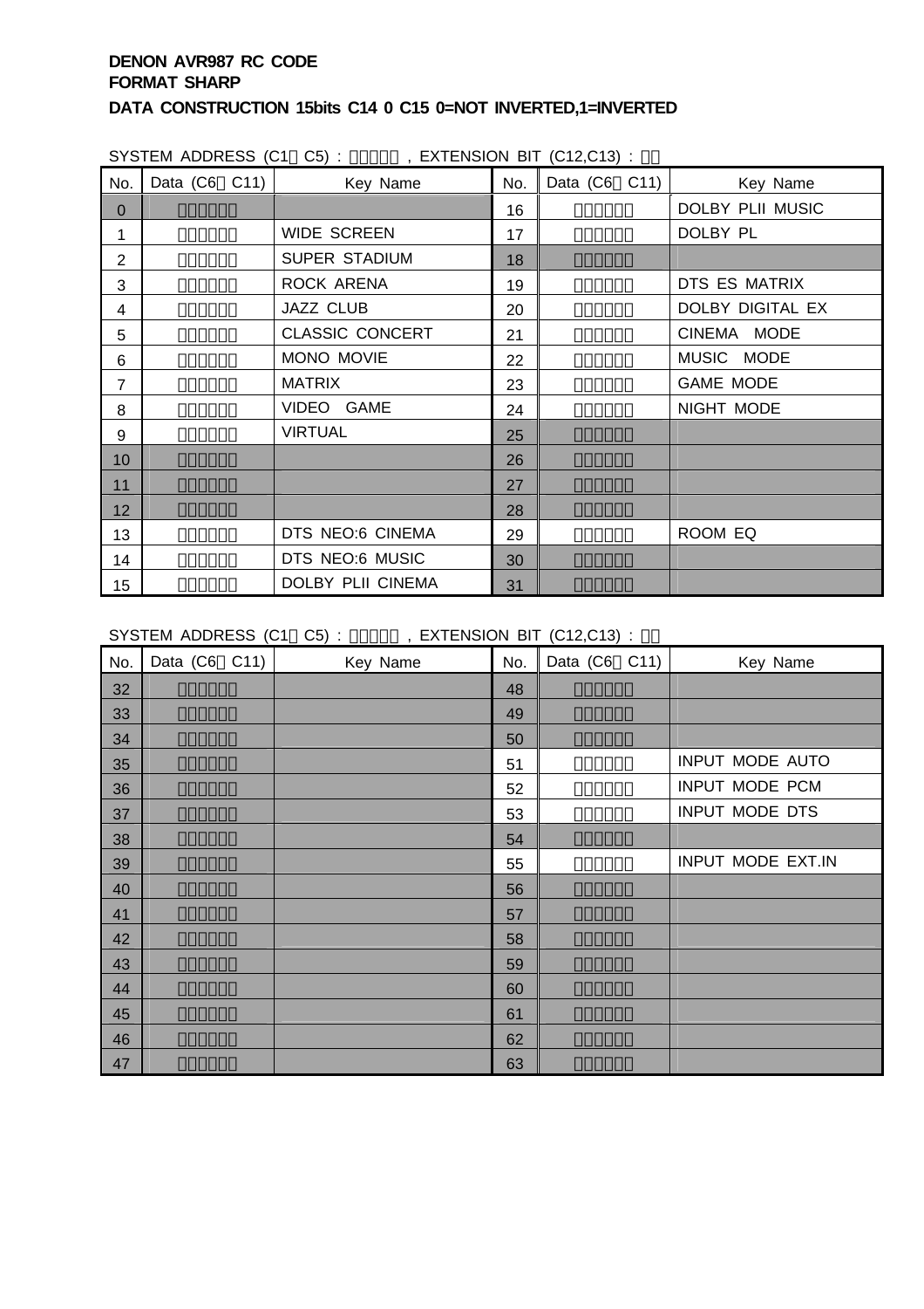**DENON AVR987 RC CODE**
**FORMAT SHARP**
**DATA CONSTRUCTION 15bits C14 0 C15 0=NOT INVERTED,1=INVERTED**

SYSTEM ADDRESS (C1□C5) : □□□□□ , EXTENSION BIT (C12,C13) : □□

| No. | Data (C6□C11) | Key Name | No. | Data (C6□C11) | Key Name |
|---|---|---|---|---|---|
| 0 | □□□□□□ | | 16 | □□□□□□ | DOLBY PLII MUSIC |
| 1 | □□□□□□ | WIDE SCREEN | 17 | □□□□□□ | DOLBY PL |
| 2 | □□□□□□ | SUPER STADIUM | 18 | □□□□□□ | |
| 3 | □□□□□□ | ROCK ARENA | 19 | □□□□□□ | DTS ES MATRIX |
| 4 | □□□□□□ | JAZZ CLUB | 20 | □□□□□□ | DOLBY DIGITAL EX |
| 5 | □□□□□□ | CLASSIC CONCERT | 21 | □□□□□□ | CINEMA MODE |
| 6 | □□□□□□ | MONO MOVIE | 22 | □□□□□□ | MUSIC MODE |
| 7 | □□□□□□ | MATRIX | 23 | □□□□□□ | GAME MODE |
| 8 | □□□□□□ | VIDEO GAME | 24 | □□□□□□ | NIGHT MODE |
| 9 | □□□□□□ | VIRTUAL | 25 | □□□□□□ | |
| 10 | □□□□□□ | | 26 | □□□□□□ | |
| 11 | □□□□□□ | | 27 | □□□□□□ | |
| 12 | □□□□□□ | | 28 | □□□□□□ | |
| 13 | □□□□□□ | DTS NEO:6 CINEMA | 29 | □□□□□□ | ROOM EQ |
| 14 | □□□□□□ | DTS NEO:6 MUSIC | 30 | □□□□□□ | |
| 15 | □□□□□□ | DOLBY PLII CINEMA | 31 | □□□□□□ | |

SYSTEM ADDRESS (C1□C5) : □□□□□ , EXTENSION BIT (C12,C13) : □□

| No. | Data (C6□C11) | Key Name | No. | Data (C6□C11) | Key Name |
|---|---|---|---|---|---|
| 32 | □□□□□□ | | 48 | □□□□□□ | |
| 33 | □□□□□□ | | 49 | □□□□□□ | |
| 34 | □□□□□□ | | 50 | □□□□□□ | |
| 35 | □□□□□□ | | 51 | □□□□□□ | INPUT MODE AUTO |
| 36 | □□□□□□ | | 52 | □□□□□□ | INPUT MODE PCM |
| 37 | □□□□□□ | | 53 | □□□□□□ | INPUT MODE DTS |
| 38 | □□□□□□ | | 54 | □□□□□□ | |
| 39 | □□□□□□ | | 55 | □□□□□□ | INPUT MODE EXT.IN |
| 40 | □□□□□□ | | 56 | □□□□□□ | |
| 41 | □□□□□□ | | 57 | □□□□□□ | |
| 42 | □□□□□□ | | 58 | □□□□□□ | |
| 43 | □□□□□□ | | 59 | □□□□□□ | |
| 44 | □□□□□□ | | 60 | □□□□□□ | |
| 45 | □□□□□□ | | 61 | □□□□□□ | |
| 46 | □□□□□□ | | 62 | □□□□□□ | |
| 47 | □□□□□□ | | 63 | □□□□□□ | |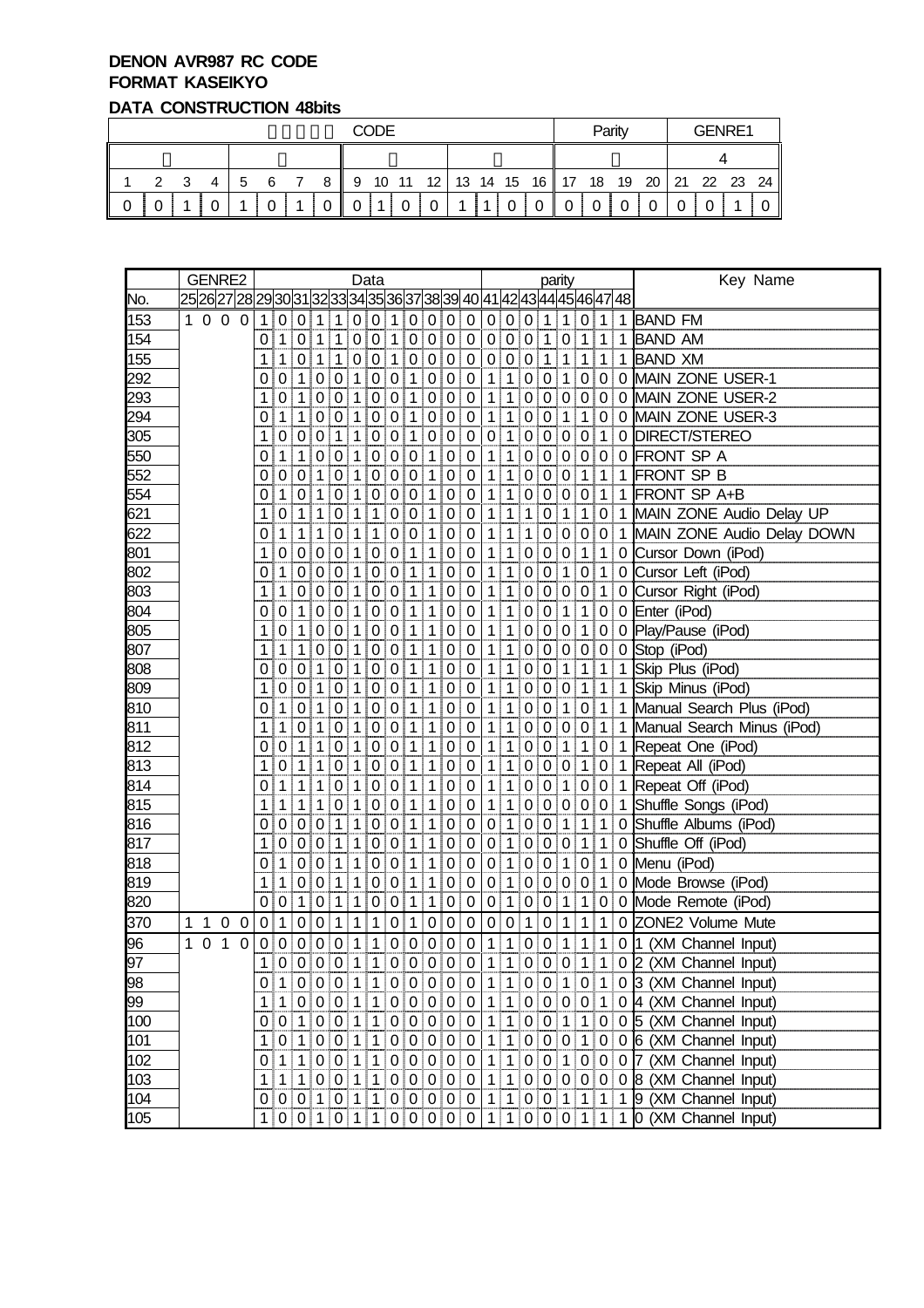**DENON AVR987 RC CODE**
**FORMAT KASEIKYO**

**DATA CONSTRUCTION 48bits**

| CODE | | | | | | | | | | | | | | | | Parity | | | | GENRE1 | | | |
|---|---|---|---|---|---|---|---|---|---|---|---|---|---|---|---|---|---|---|---|---|---|---|---|
| | | | | | | | | | | | | | | | | | | | | 4 | | | |
| 1 | 2 | 3 | 4 | 5 | 6 | 7 | 8 | 9 | 10 | 11 | 12 | 13 | 14 | 15 | 16 | 17 | 18 | 19 | 20 | 21 | 22 | 23 | 24 |
| 0 | 0 | 1 | 0 | 1 | 0 | 1 | 0 | 0 | 1 | 0 | 0 | 1 | 1 | 0 | 0 | 0 | 0 | 0 | 0 | 0 | 0 | 1 | 0 |

| No. | GENRE2 25 26 27 28 | 29 | 30 | 31 | 32 | 33 | 34 | 35 | 36 | 37 | 38 | 39 | 40 | 41 | 42 | 43 | 44 | 45 | 46 | 47 | 48 | Key Name |
|---|---|---|---|---|---|---|---|---|---|---|---|---|---|---|---|---|---|---|---|---|---|---|
| | | Data | | | | | | | | | | | | parity | | | | | | | | |
| 153 | 1 0 0 0 | 1 | 0 | 0 | 1 | 1 | 0 | 0 | 1 | 0 | 0 | 0 | 0 | 0 | 0 | 0 | 1 | 1 | 0 | 1 | 1 | BAND FM |
| 154 | | 0 | 1 | 0 | 1 | 1 | 0 | 0 | 1 | 0 | 0 | 0 | 0 | 0 | 0 | 0 | 1 | 0 | 1 | 1 | 1 | BAND AM |
| 155 | | 1 | 1 | 0 | 1 | 1 | 0 | 0 | 1 | 0 | 0 | 0 | 0 | 0 | 0 | 0 | 1 | 1 | 1 | 1 | 1 | BAND XM |
| 292 | | 0 | 0 | 1 | 0 | 0 | 1 | 0 | 0 | 1 | 0 | 0 | 0 | 1 | 1 | 0 | 0 | 1 | 0 | 0 | 0 | MAIN ZONE USER-1 |
| 293 | | 1 | 0 | 1 | 0 | 0 | 1 | 0 | 0 | 1 | 0 | 0 | 0 | 1 | 1 | 0 | 0 | 0 | 0 | 0 | 0 | MAIN ZONE USER-2 |
| 294 | | 0 | 1 | 1 | 0 | 0 | 1 | 0 | 0 | 1 | 0 | 0 | 0 | 1 | 1 | 0 | 0 | 1 | 1 | 0 | 0 | MAIN ZONE USER-3 |
| 305 | | 1 | 0 | 0 | 0 | 1 | 1 | 0 | 0 | 1 | 0 | 0 | 0 | 0 | 1 | 0 | 0 | 0 | 0 | 1 | 0 | DIRECT/STEREO |
| 550 | | 0 | 1 | 1 | 0 | 0 | 1 | 0 | 0 | 0 | 1 | 0 | 0 | 1 | 1 | 0 | 0 | 0 | 0 | 0 | 0 | FRONT SP A |
| 552 | | 0 | 0 | 0 | 1 | 0 | 1 | 0 | 0 | 0 | 1 | 0 | 0 | 1 | 1 | 0 | 0 | 0 | 1 | 1 | 1 | FRONT SP B |
| 554 | | 0 | 1 | 0 | 1 | 0 | 1 | 0 | 0 | 0 | 1 | 0 | 0 | 1 | 1 | 0 | 0 | 0 | 0 | 1 | 1 | FRONT SP A+B |
| 621 | | 1 | 0 | 1 | 1 | 0 | 1 | 1 | 0 | 0 | 1 | 0 | 0 | 1 | 1 | 1 | 0 | 1 | 1 | 0 | 1 | MAIN ZONE Audio Delay UP |
| 622 | | 0 | 1 | 1 | 1 | 0 | 1 | 1 | 0 | 0 | 1 | 0 | 0 | 1 | 1 | 1 | 0 | 0 | 0 | 0 | 1 | MAIN ZONE Audio Delay DOWN |
| 801 | | 1 | 0 | 0 | 0 | 0 | 1 | 0 | 0 | 1 | 1 | 0 | 0 | 1 | 1 | 0 | 0 | 0 | 1 | 1 | 0 | Cursor Down (iPod) |
| 802 | | 0 | 1 | 0 | 0 | 0 | 1 | 0 | 0 | 1 | 1 | 0 | 0 | 1 | 1 | 0 | 0 | 1 | 0 | 1 | 0 | Cursor Left (iPod) |
| 803 | | 1 | 1 | 0 | 0 | 0 | 1 | 0 | 0 | 1 | 1 | 0 | 0 | 1 | 1 | 0 | 0 | 0 | 0 | 1 | 0 | Cursor Right (iPod) |
| 804 | | 0 | 0 | 1 | 0 | 0 | 1 | 0 | 0 | 1 | 1 | 0 | 0 | 1 | 1 | 0 | 0 | 1 | 1 | 0 | 0 | Enter (iPod) |
| 805 | | 1 | 0 | 1 | 0 | 0 | 1 | 0 | 0 | 1 | 1 | 0 | 0 | 1 | 1 | 0 | 0 | 0 | 1 | 0 | 0 | Play/Pause (iPod) |
| 807 | | 1 | 1 | 1 | 0 | 0 | 1 | 0 | 0 | 1 | 1 | 0 | 0 | 1 | 1 | 0 | 0 | 0 | 0 | 0 | 0 | Stop (iPod) |
| 808 | | 0 | 0 | 0 | 1 | 0 | 1 | 0 | 0 | 1 | 1 | 0 | 0 | 1 | 1 | 0 | 0 | 1 | 1 | 1 | 1 | Skip Plus (iPod) |
| 809 | | 1 | 0 | 0 | 1 | 0 | 1 | 0 | 0 | 1 | 1 | 0 | 0 | 1 | 1 | 0 | 0 | 0 | 1 | 1 | 1 | Skip Minus (iPod) |
| 810 | | 0 | 1 | 0 | 1 | 0 | 1 | 0 | 0 | 1 | 1 | 0 | 0 | 1 | 1 | 0 | 0 | 1 | 0 | 1 | 1 | Manual Search Plus (iPod) |
| 811 | | 1 | 1 | 0 | 1 | 0 | 1 | 0 | 0 | 1 | 1 | 0 | 0 | 1 | 1 | 0 | 0 | 0 | 0 | 1 | 1 | Manual Search Minus (iPod) |
| 812 | | 0 | 0 | 1 | 1 | 0 | 1 | 0 | 0 | 1 | 1 | 0 | 0 | 1 | 1 | 0 | 0 | 1 | 1 | 0 | 1 | Repeat One (iPod) |
| 813 | | 1 | 0 | 1 | 1 | 0 | 1 | 0 | 0 | 1 | 1 | 0 | 0 | 1 | 1 | 0 | 0 | 0 | 1 | 0 | 1 | Repeat All (iPod) |
| 814 | | 0 | 1 | 1 | 1 | 0 | 1 | 0 | 0 | 1 | 1 | 0 | 0 | 1 | 1 | 0 | 0 | 1 | 0 | 0 | 1 | Repeat Off (iPod) |
| 815 | | 1 | 1 | 1 | 1 | 0 | 1 | 0 | 0 | 1 | 1 | 0 | 0 | 1 | 1 | 0 | 0 | 0 | 0 | 0 | 1 | Shuffle Songs (iPod) |
| 816 | | 0 | 0 | 0 | 0 | 1 | 1 | 0 | 0 | 1 | 1 | 0 | 0 | 0 | 1 | 0 | 0 | 1 | 1 | 1 | 0 | Shuffle Albums (iPod) |
| 817 | | 1 | 0 | 0 | 0 | 1 | 1 | 0 | 0 | 1 | 1 | 0 | 0 | 0 | 1 | 0 | 0 | 0 | 1 | 1 | 0 | Shuffle Off (iPod) |
| 818 | | 0 | 1 | 0 | 0 | 1 | 1 | 0 | 0 | 1 | 1 | 0 | 0 | 0 | 1 | 0 | 0 | 1 | 0 | 1 | 0 | Menu (iPod) |
| 819 | | 1 | 1 | 0 | 0 | 1 | 1 | 0 | 0 | 1 | 1 | 0 | 0 | 0 | 1 | 0 | 0 | 0 | 0 | 1 | 0 | Mode Browse (iPod) |
| 820 | | 0 | 0 | 1 | 0 | 1 | 1 | 0 | 0 | 1 | 1 | 0 | 0 | 0 | 1 | 0 | 0 | 1 | 1 | 0 | 0 | Mode Remote (iPod) |
| 370 | 1 1 0 0 | 0 | 1 | 0 | 0 | 1 | 1 | 1 | 0 | 1 | 0 | 0 | 0 | 0 | 0 | 1 | 0 | 1 | 1 | 1 | 0 | ZONE2 Volume Mute |
| 96 | 1 0 1 0 | 0 | 0 | 0 | 0 | 0 | 1 | 1 | 0 | 0 | 0 | 0 | 0 | 1 | 1 | 0 | 0 | 1 | 1 | 1 | 0 | 1 (XM Channel Input) |
| 97 | | 1 | 0 | 0 | 0 | 0 | 1 | 1 | 0 | 0 | 0 | 0 | 0 | 1 | 1 | 0 | 0 | 0 | 1 | 1 | 0 | 2 (XM Channel Input) |
| 98 | | 0 | 1 | 0 | 0 | 0 | 1 | 1 | 0 | 0 | 0 | 0 | 0 | 1 | 1 | 0 | 0 | 1 | 0 | 1 | 0 | 3 (XM Channel Input) |
| 99 | | 1 | 1 | 0 | 0 | 0 | 1 | 1 | 0 | 0 | 0 | 0 | 0 | 1 | 1 | 0 | 0 | 0 | 0 | 1 | 0 | 4 (XM Channel Input) |
| 100 | | 0 | 0 | 1 | 0 | 0 | 1 | 1 | 0 | 0 | 0 | 0 | 0 | 1 | 1 | 0 | 0 | 1 | 1 | 0 | 0 | 5 (XM Channel Input) |
| 101 | | 1 | 0 | 1 | 0 | 0 | 1 | 1 | 0 | 0 | 0 | 0 | 0 | 1 | 1 | 0 | 0 | 0 | 1 | 0 | 0 | 6 (XM Channel Input) |
| 102 | | 0 | 1 | 1 | 0 | 0 | 1 | 1 | 0 | 0 | 0 | 0 | 0 | 1 | 1 | 0 | 0 | 1 | 0 | 0 | 0 | 7 (XM Channel Input) |
| 103 | | 1 | 1 | 1 | 0 | 0 | 1 | 1 | 0 | 0 | 0 | 0 | 0 | 1 | 1 | 0 | 0 | 0 | 0 | 0 | 0 | 8 (XM Channel Input) |
| 104 | | 0 | 0 | 0 | 1 | 0 | 1 | 1 | 0 | 0 | 0 | 0 | 0 | 1 | 1 | 0 | 0 | 1 | 1 | 1 | 1 | 9 (XM Channel Input) |
| 105 | | 1 | 0 | 0 | 1 | 0 | 1 | 1 | 0 | 0 | 0 | 0 | 0 | 1 | 1 | 0 | 0 | 0 | 1 | 1 | 1 | 0 (XM Channel Input) |